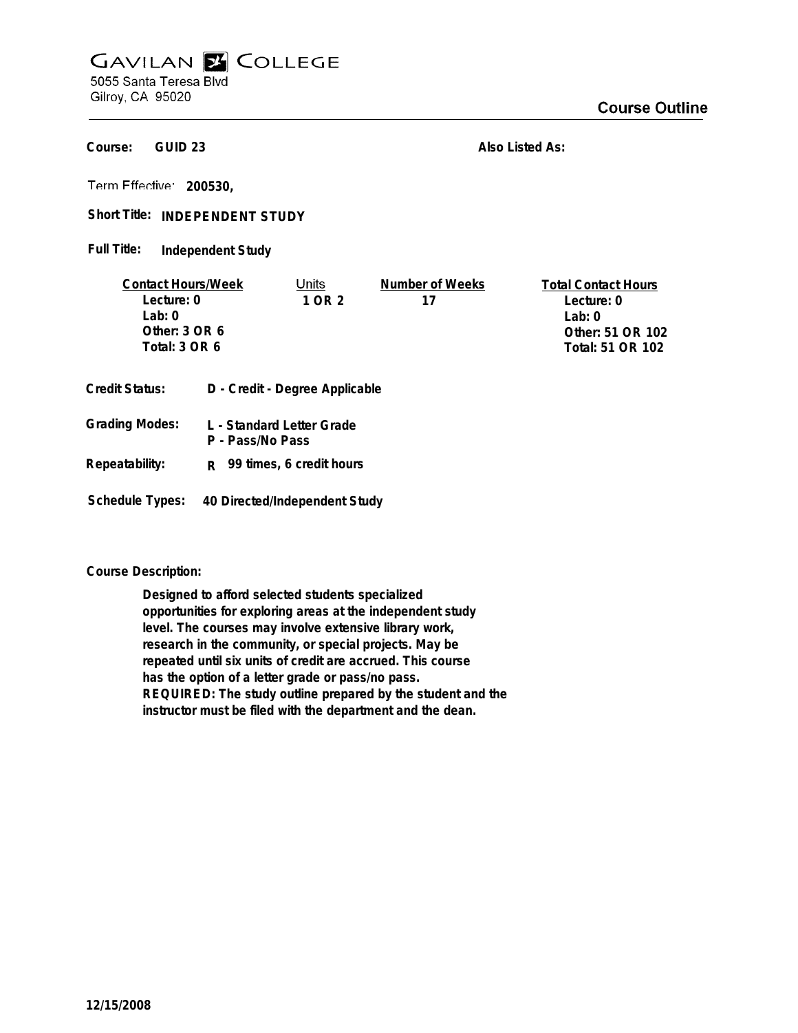# GAVILAN COLLEGE

5055 Santa Teresa Blvd
Gilroy, CA 95020

## Course Outline

**Course:** GUID 23

**Also Listed As:**

**Term Effective:** 200530,

**Short Title:** INDEPENDENT STUDY

**Full Title:** Independent Study

| Contact Hours/Week | Units | Number of Weeks | Total Contact Hours |
|---|---|---|---|
| Lecture: 0 | 1 OR 2 | 17 | Lecture: 0 |
| Lab: 0 | | | Lab: 0 |
| Other: 3 OR 6 | | | Other: 51 OR 102 |
| Total: 3 OR 6 | | | Total: 51 OR 102 |

**Credit Status:** D - Credit - Degree Applicable

**Grading Modes:** L - Standard Letter Grade
P - Pass/No Pass

**Repeatability:** R 99 times, 6 credit hours

**Schedule Types:** 40 Directed/Independent Study

**Course Description:**

Designed to afford selected students specialized opportunities for exploring areas at the independent study level. The courses may involve extensive library work, research in the community, or special projects. May be repeated until six units of credit are accrued. This course has the option of a letter grade or pass/no pass. REQUIRED: The study outline prepared by the student and the instructor must be filed with the department and the dean.

12/15/2008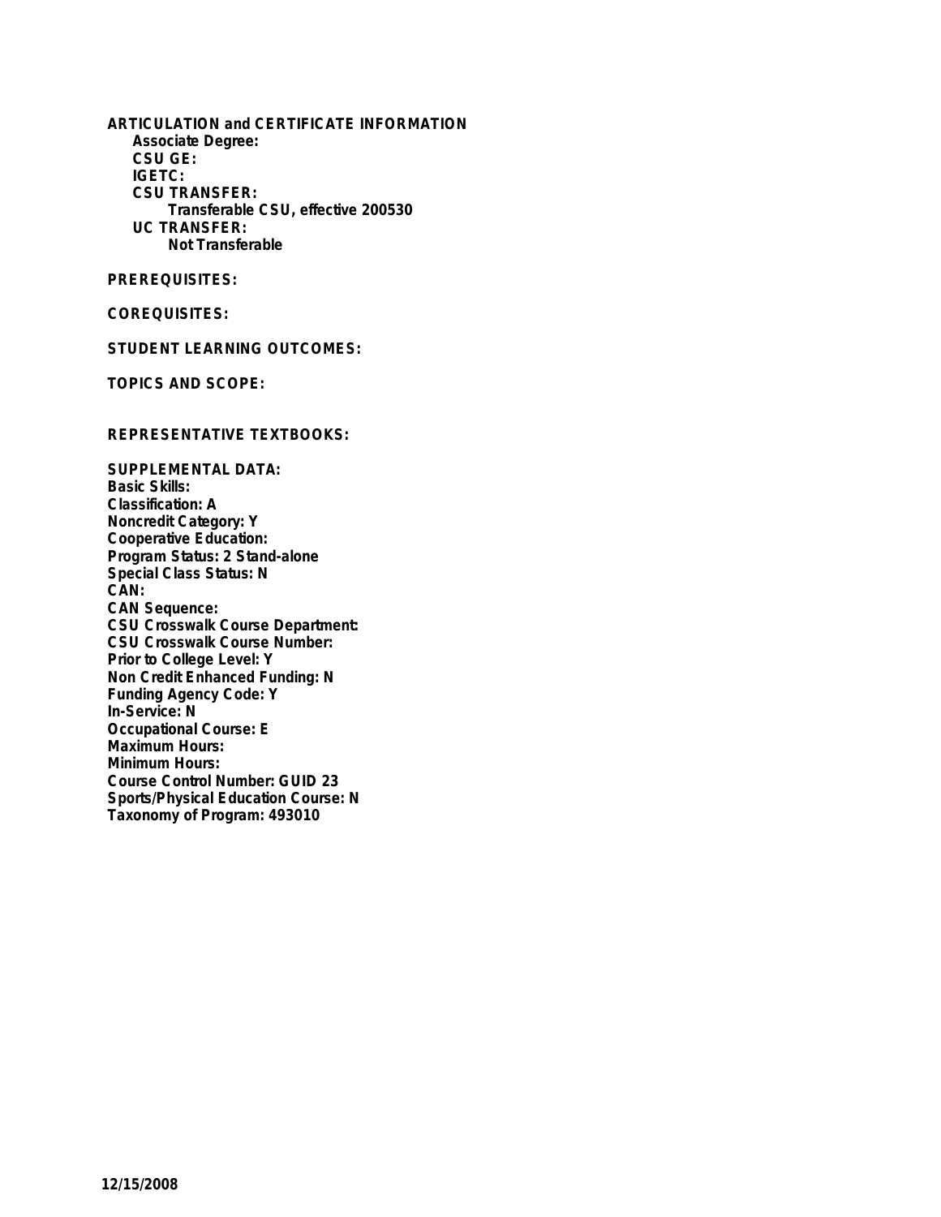**ARTICULATION and CERTIFICATE INFORMATION**

**Associate Degree:**

**CSU GE:**

**IGETC:**

**CSU TRANSFER:**

**Transferable CSU, effective 200530**

**UC TRANSFER:**

**Not Transferable**

**PREREQUISITES:**

**COREQUISITES:**

**STUDENT LEARNING OUTCOMES:**

**TOPICS AND SCOPE:**

**REPRESENTATIVE TEXTBOOKS:**

**SUPPLEMENTAL DATA:**
**Basic Skills:**
**Classification: A**
**Noncredit Category: Y**
**Cooperative Education:**
**Program Status: 2 Stand-alone**
**Special Class Status: N**
**CAN:**
**CAN Sequence:**
**CSU Crosswalk Course Department:**
**CSU Crosswalk Course Number:**
**Prior to College Level: Y**
**Non Credit Enhanced Funding: N**
**Funding Agency Code: Y**
**In-Service: N**
**Occupational Course: E**
**Maximum Hours:**
**Minimum Hours:**
**Course Control Number: GUID 23**
**Sports/Physical Education Course: N**
**Taxonomy of Program: 493010**

**12/15/2008**